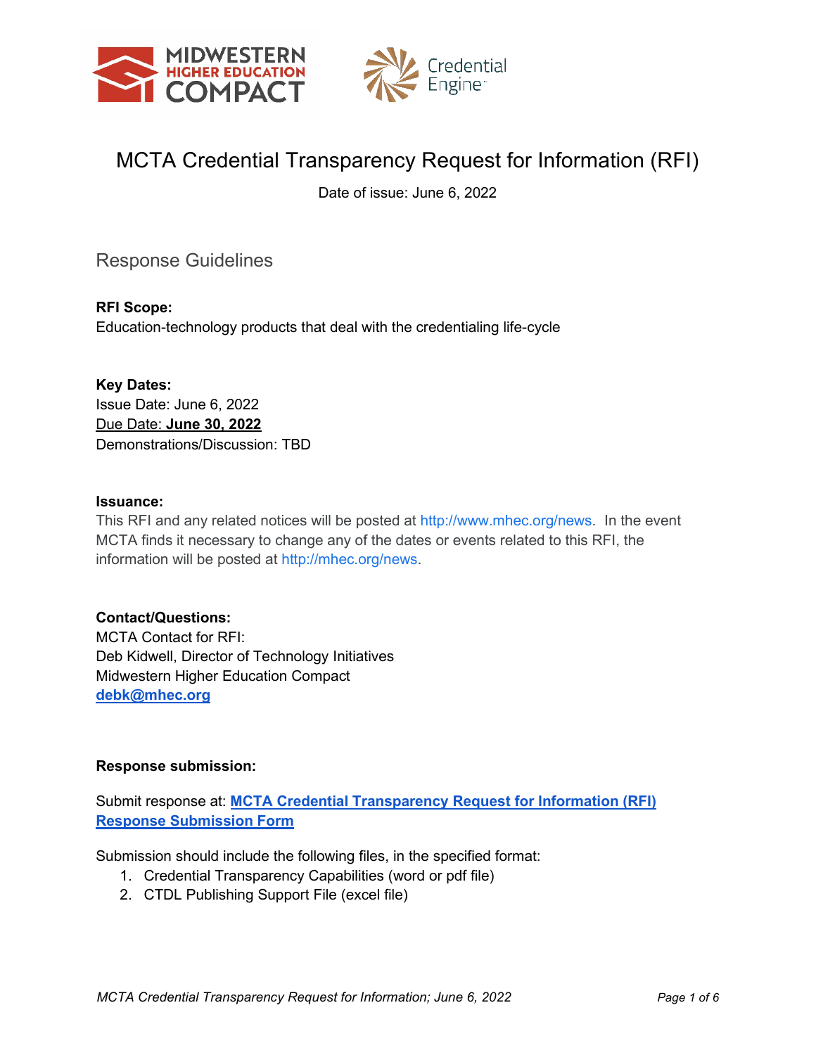# MCTA Credential Transparency Request for Information (RFI)

Date of issue: June 6, 2022

## Response Guidelines

**RFI Scope:**
Education-technology products that deal with the credentialing life-cycle

**Key Dates:**
Issue Date: June 6, 2022
Due Date: **June 30, 2022**
Demonstrations/Discussion: TBD

**Issuance:**
This RFI and any related notices will be posted at http://www.mhec.org/news. In the event MCTA finds it necessary to change any of the dates or events related to this RFI, the information will be posted at http://mhec.org/news.

**Contact/Questions:**
MCTA Contact for RFI:
Deb Kidwell, Director of Technology Initiatives
Midwestern Higher Education Compact
**debk@mhec.org**

**Response submission:**

Submit response at: **MCTA Credential Transparency Request for Information (RFI) Response Submission Form**

Submission should include the following files, in the specified format:

1. Credential Transparency Capabilities (word or pdf file)
2. CTDL Publishing Support File (excel file)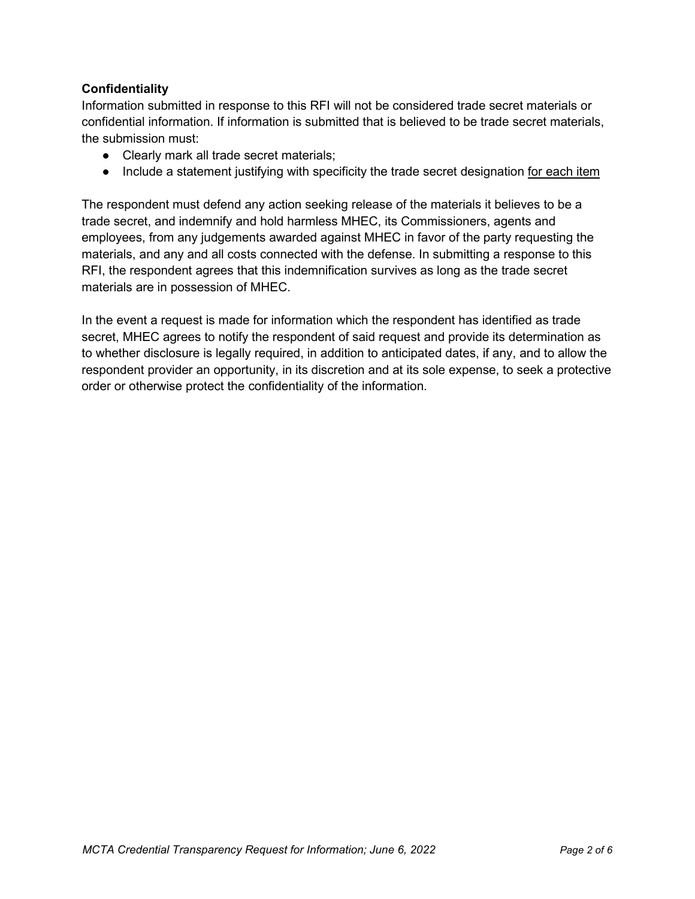**Confidentiality**

Information submitted in response to this RFI will not be considered trade secret materials or confidential information. If information is submitted that is believed to be trade secret materials, the submission must:

- Clearly mark all trade secret materials;
- Include a statement justifying with specificity the trade secret designation <u>for each item</u>

The respondent must defend any action seeking release of the materials it believes to be a trade secret, and indemnify and hold harmless MHEC, its Commissioners, agents and employees, from any judgements awarded against MHEC in favor of the party requesting the materials, and any and all costs connected with the defense. In submitting a response to this RFI, the respondent agrees that this indemnification survives as long as the trade secret materials are in possession of MHEC.

In the event a request is made for information which the respondent has identified as trade secret, MHEC agrees to notify the respondent of said request and provide its determination as to whether disclosure is legally required, in addition to anticipated dates, if any, and to allow the respondent provider an opportunity, in its discretion and at its sole expense, to seek a protective order or otherwise protect the confidentiality of the information.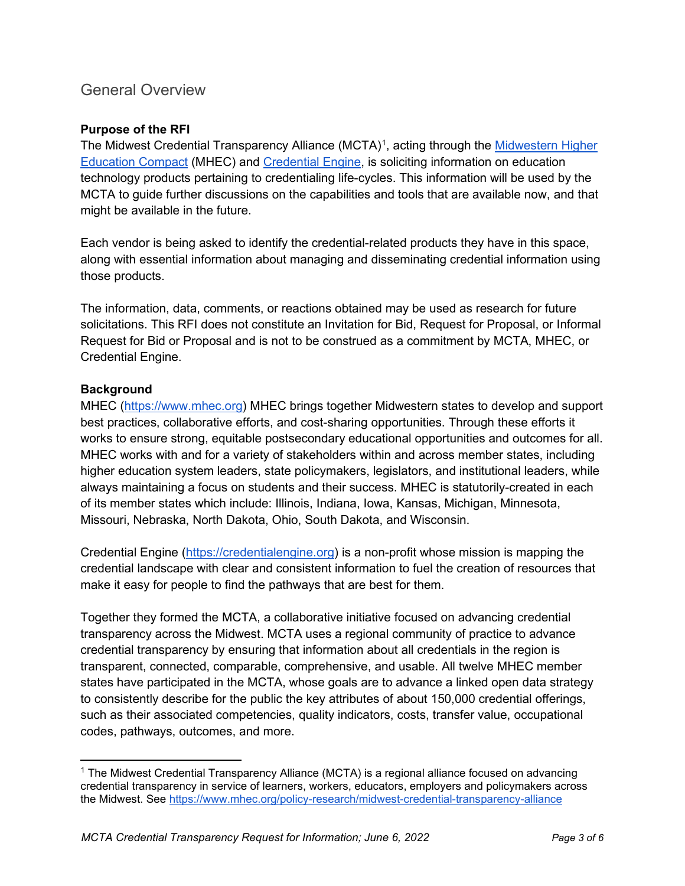# General Overview

**Purpose of the RFI**

The Midwest Credential Transparency Alliance (MCTA)[1], acting through the Midwestern Higher Education Compact (MHEC) and Credential Engine, is soliciting information on education technology products pertaining to credentialing life-cycles. This information will be used by the MCTA to guide further discussions on the capabilities and tools that are available now, and that might be available in the future.

Each vendor is being asked to identify the credential-related products they have in this space, along with essential information about managing and disseminating credential information using those products.

The information, data, comments, or reactions obtained may be used as research for future solicitations. This RFI does not constitute an Invitation for Bid, Request for Proposal, or Informal Request for Bid or Proposal and is not to be construed as a commitment by MCTA, MHEC, or Credential Engine.

**Background**

MHEC (https://www.mhec.org) MHEC brings together Midwestern states to develop and support best practices, collaborative efforts, and cost-sharing opportunities. Through these efforts it works to ensure strong, equitable postsecondary educational opportunities and outcomes for all. MHEC works with and for a variety of stakeholders within and across member states, including higher education system leaders, state policymakers, legislators, and institutional leaders, while always maintaining a focus on students and their success. MHEC is statutorily-created in each of its member states which include: Illinois, Indiana, Iowa, Kansas, Michigan, Minnesota, Missouri, Nebraska, North Dakota, Ohio, South Dakota, and Wisconsin.

Credential Engine (https://credentialengine.org) is a non-profit whose mission is mapping the credential landscape with clear and consistent information to fuel the creation of resources that make it easy for people to find the pathways that are best for them.

Together they formed the MCTA, a collaborative initiative focused on advancing credential transparency across the Midwest. MCTA uses a regional community of practice to advance credential transparency by ensuring that information about all credentials in the region is transparent, connected, comparable, comprehensive, and usable. All twelve MHEC member states have participated in the MCTA, whose goals are to advance a linked open data strategy to consistently describe for the public the key attributes of about 150,000 credential offerings, such as their associated competencies, quality indicators, costs, transfer value, occupational codes, pathways, outcomes, and more.

---

[1] The Midwest Credential Transparency Alliance (MCTA) is a regional alliance focused on advancing credential transparency in service of learners, workers, educators, employers and policymakers across the Midwest. See https://www.mhec.org/policy-research/midwest-credential-transparency-alliance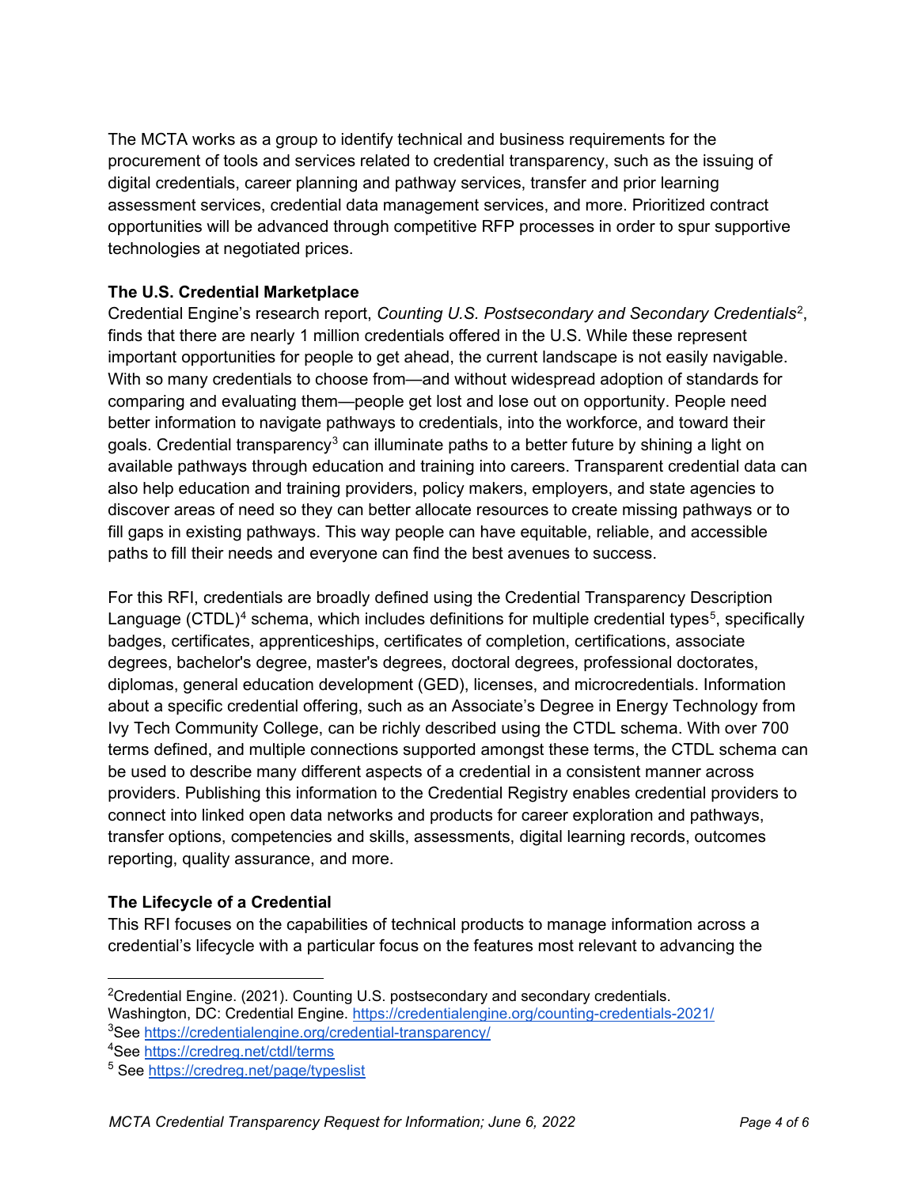The MCTA works as a group to identify technical and business requirements for the procurement of tools and services related to credential transparency, such as the issuing of digital credentials, career planning and pathway services, transfer and prior learning assessment services, credential data management services, and more. Prioritized contract opportunities will be advanced through competitive RFP processes in order to spur supportive technologies at negotiated prices.

**The U.S. Credential Marketplace**

Credential Engine's research report, *Counting U.S. Postsecondary and Secondary Credentials*[2], finds that there are nearly 1 million credentials offered in the U.S. While these represent important opportunities for people to get ahead, the current landscape is not easily navigable. With so many credentials to choose from—and without widespread adoption of standards for comparing and evaluating them—people get lost and lose out on opportunity. People need better information to navigate pathways to credentials, into the workforce, and toward their goals. Credential transparency[3] can illuminate paths to a better future by shining a light on available pathways through education and training into careers. Transparent credential data can also help education and training providers, policy makers, employers, and state agencies to discover areas of need so they can better allocate resources to create missing pathways or to fill gaps in existing pathways. This way people can have equitable, reliable, and accessible paths to fill their needs and everyone can find the best avenues to success.

For this RFI, credentials are broadly defined using the Credential Transparency Description Language (CTDL)[4] schema, which includes definitions for multiple credential types[5], specifically badges, certificates, apprenticeships, certificates of completion, certifications, associate degrees, bachelor's degree, master's degrees, doctoral degrees, professional doctorates, diplomas, general education development (GED), licenses, and microcredentials. Information about a specific credential offering, such as an Associate's Degree in Energy Technology from Ivy Tech Community College, can be richly described using the CTDL schema. With over 700 terms defined, and multiple connections supported amongst these terms, the CTDL schema can be used to describe many different aspects of a credential in a consistent manner across providers. Publishing this information to the Credential Registry enables credential providers to connect into linked open data networks and products for career exploration and pathways, transfer options, competencies and skills, assessments, digital learning records, outcomes reporting, quality assurance, and more.

**The Lifecycle of a Credential**

This RFI focuses on the capabilities of technical products to manage information across a credential's lifecycle with a particular focus on the features most relevant to advancing the

---

[2] Credential Engine. (2021). Counting U.S. postsecondary and secondary credentials. Washington, DC: Credential Engine. https://credentialengine.org/counting-credentials-2021/

[3] See https://credentialengine.org/credential-transparency/

[4] See https://credreg.net/ctdl/terms

[5] See https://credreg.net/page/typeslist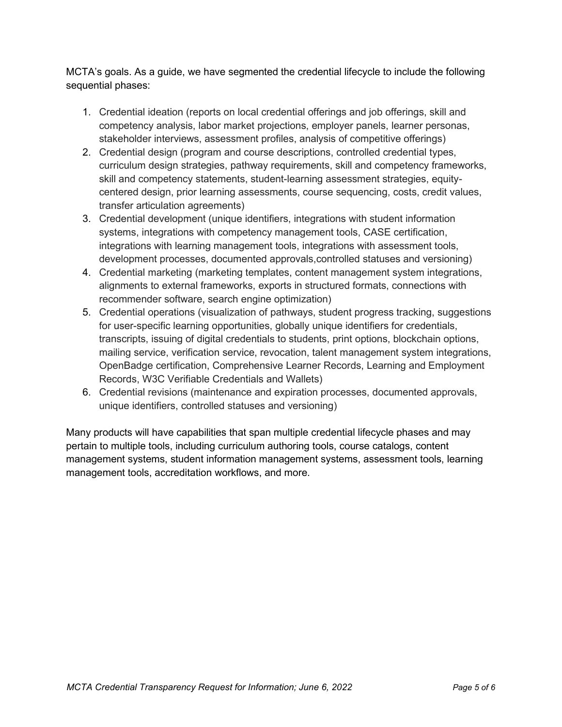MCTA's goals. As a guide, we have segmented the credential lifecycle to include the following sequential phases:

1. Credential ideation (reports on local credential offerings and job offerings, skill and competency analysis, labor market projections, employer panels, learner personas, stakeholder interviews, assessment profiles, analysis of competitive offerings)
2. Credential design (program and course descriptions, controlled credential types, curriculum design strategies, pathway requirements, skill and competency frameworks, skill and competency statements, student-learning assessment strategies, equity-centered design, prior learning assessments, course sequencing, costs, credit values, transfer articulation agreements)
3. Credential development (unique identifiers, integrations with student information systems, integrations with competency management tools, CASE certification, integrations with learning management tools, integrations with assessment tools, development processes, documented approvals,controlled statuses and versioning)
4. Credential marketing (marketing templates, content management system integrations, alignments to external frameworks, exports in structured formats, connections with recommender software, search engine optimization)
5. Credential operations (visualization of pathways, student progress tracking, suggestions for user-specific learning opportunities, globally unique identifiers for credentials, transcripts, issuing of digital credentials to students, print options, blockchain options, mailing service, verification service, revocation, talent management system integrations, OpenBadge certification, Comprehensive Learner Records, Learning and Employment Records, W3C Verifiable Credentials and Wallets)
6. Credential revisions (maintenance and expiration processes, documented approvals, unique identifiers, controlled statuses and versioning)

Many products will have capabilities that span multiple credential lifecycle phases and may pertain to multiple tools, including curriculum authoring tools, course catalogs, content management systems, student information management systems, assessment tools, learning management tools, accreditation workflows, and more.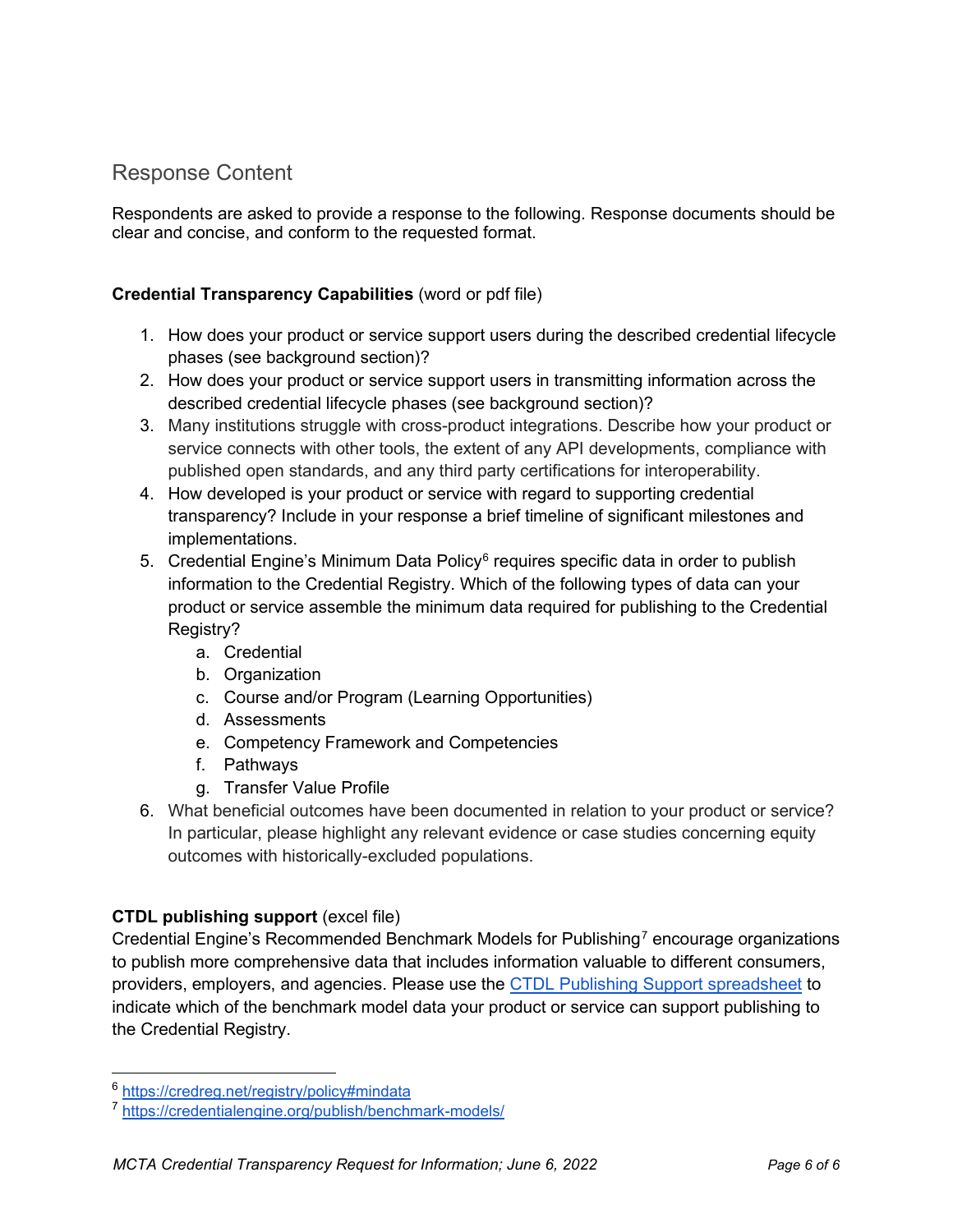## Response Content

Respondents are asked to provide a response to the following. Response documents should be clear and concise, and conform to the requested format.

**Credential Transparency Capabilities** (word or pdf file)

1. How does your product or service support users during the described credential lifecycle phases (see background section)?
2. How does your product or service support users in transmitting information across the described credential lifecycle phases (see background section)?
3. Many institutions struggle with cross-product integrations. Describe how your product or service connects with other tools, the extent of any API developments, compliance with published open standards, and any third party certifications for interoperability.
4. How developed is your product or service with regard to supporting credential transparency? Include in your response a brief timeline of significant milestones and implementations.
5. Credential Engine's Minimum Data Policy[6] requires specific data in order to publish information to the Credential Registry. Which of the following types of data can your product or service assemble the minimum data required for publishing to the Credential Registry?
    a. Credential
    b. Organization
    c. Course and/or Program (Learning Opportunities)
    d. Assessments
    e. Competency Framework and Competencies
    f. Pathways
    g. Transfer Value Profile
6. What beneficial outcomes have been documented in relation to your product or service? In particular, please highlight any relevant evidence or case studies concerning equity outcomes with historically-excluded populations.

**CTDL publishing support** (excel file)
Credential Engine's Recommended Benchmark Models for Publishing[7] encourage organizations to publish more comprehensive data that includes information valuable to different consumers, providers, employers, and agencies. Please use the [CTDL Publishing Support spreadsheet] to indicate which of the benchmark model data your product or service can support publishing to the Credential Registry.

---

[6] https://credreg.net/registry/policy#mindata
[7] https://credentialengine.org/publish/benchmark-models/